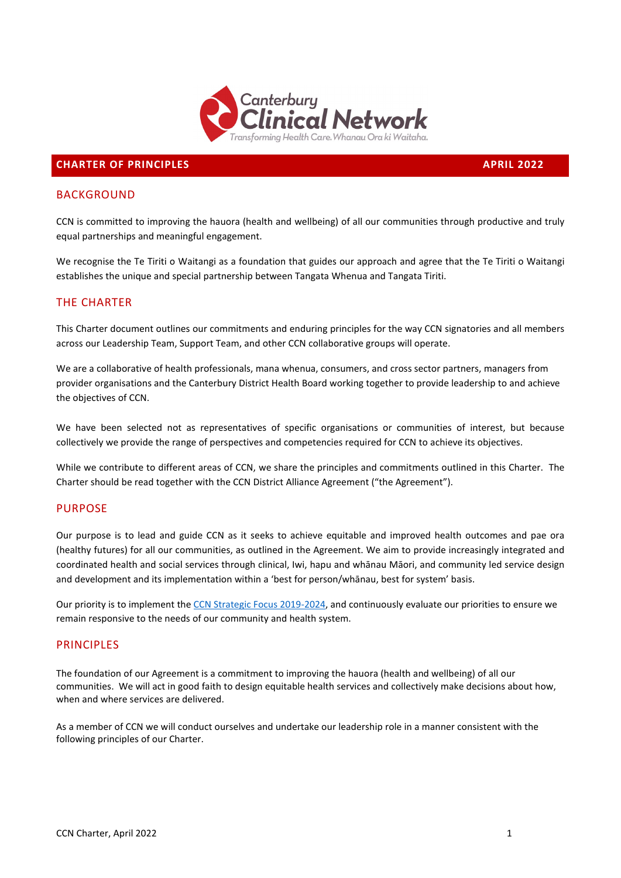Canterbury Clinical Network
*Transforming Health Care. Whanau Ora ki Waitaha.*

**CHARTER OF PRINCIPLES** **APRIL 2022**

## BACKGROUND

CCN is committed to improving the hauora (health and wellbeing) of all our communities through productive and truly equal partnerships and meaningful engagement.

We recognise the Te Tiriti o Waitangi as a foundation that guides our approach and agree that the Te Tiriti o Waitangi establishes the unique and special partnership between Tangata Whenua and Tangata Tiriti.

## THE CHARTER

This Charter document outlines our commitments and enduring principles for the way CCN signatories and all members across our Leadership Team, Support Team, and other CCN collaborative groups will operate.

We are a collaborative of health professionals, mana whenua, consumers, and cross sector partners, managers from provider organisations and the Canterbury District Health Board working together to provide leadership to and achieve the objectives of CCN.

We have been selected not as representatives of specific organisations or communities of interest, but because collectively we provide the range of perspectives and competencies required for CCN to achieve its objectives.

While we contribute to different areas of CCN, we share the principles and commitments outlined in this Charter. The Charter should be read together with the CCN District Alliance Agreement ("the Agreement").

## PURPOSE

Our purpose is to lead and guide CCN as it seeks to achieve equitable and improved health outcomes and pae ora (healthy futures) for all our communities, as outlined in the Agreement. We aim to provide increasingly integrated and coordinated health and social services through clinical, Iwi, hapu and whānau Māori, and community led service design and development and its implementation within a 'best for person/whānau, best for system' basis.

Our priority is to implement the CCN Strategic Focus 2019-2024, and continuously evaluate our priorities to ensure we remain responsive to the needs of our community and health system.

## PRINCIPLES

The foundation of our Agreement is a commitment to improving the hauora (health and wellbeing) of all our communities. We will act in good faith to design equitable health services and collectively make decisions about how, when and where services are delivered.

As a member of CCN we will conduct ourselves and undertake our leadership role in a manner consistent with the following principles of our Charter.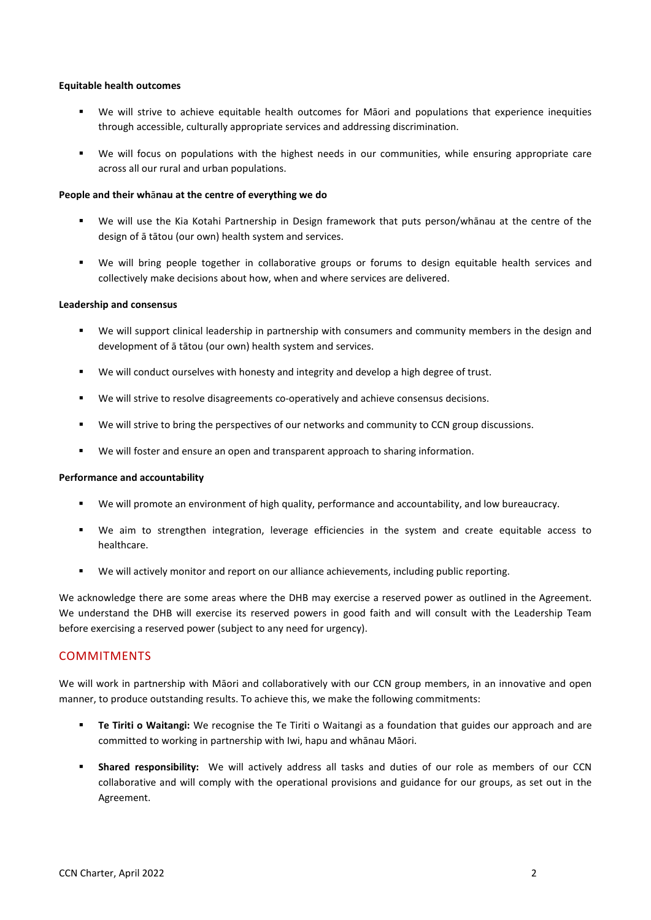**Equitable health outcomes**

- We will strive to achieve equitable health outcomes for Māori and populations that experience inequities through accessible, culturally appropriate services and addressing discrimination.
- We will focus on populations with the highest needs in our communities, while ensuring appropriate care across all our rural and urban populations.

**People and their whānau at the centre of everything we do**

- We will use the Kia Kotahi Partnership in Design framework that puts person/whānau at the centre of the design of ā tātou (our own) health system and services.
- We will bring people together in collaborative groups or forums to design equitable health services and collectively make decisions about how, when and where services are delivered.

**Leadership and consensus**

- We will support clinical leadership in partnership with consumers and community members in the design and development of ā tātou (our own) health system and services.
- We will conduct ourselves with honesty and integrity and develop a high degree of trust.
- We will strive to resolve disagreements co-operatively and achieve consensus decisions.
- We will strive to bring the perspectives of our networks and community to CCN group discussions.
- We will foster and ensure an open and transparent approach to sharing information.

**Performance and accountability**

- We will promote an environment of high quality, performance and accountability, and low bureaucracy.
- We aim to strengthen integration, leverage efficiencies in the system and create equitable access to healthcare.
- We will actively monitor and report on our alliance achievements, including public reporting.

We acknowledge there are some areas where the DHB may exercise a reserved power as outlined in the Agreement. We understand the DHB will exercise its reserved powers in good faith and will consult with the Leadership Team before exercising a reserved power (subject to any need for urgency).

## COMMITMENTS

We will work in partnership with Māori and collaboratively with our CCN group members, in an innovative and open manner, to produce outstanding results. To achieve this, we make the following commitments:

- **Te Tiriti o Waitangi:** We recognise the Te Tiriti o Waitangi as a foundation that guides our approach and are committed to working in partnership with Iwi, hapu and whānau Māori.
- **Shared responsibility:** We will actively address all tasks and duties of our role as members of our CCN collaborative and will comply with the operational provisions and guidance for our groups, as set out in the Agreement.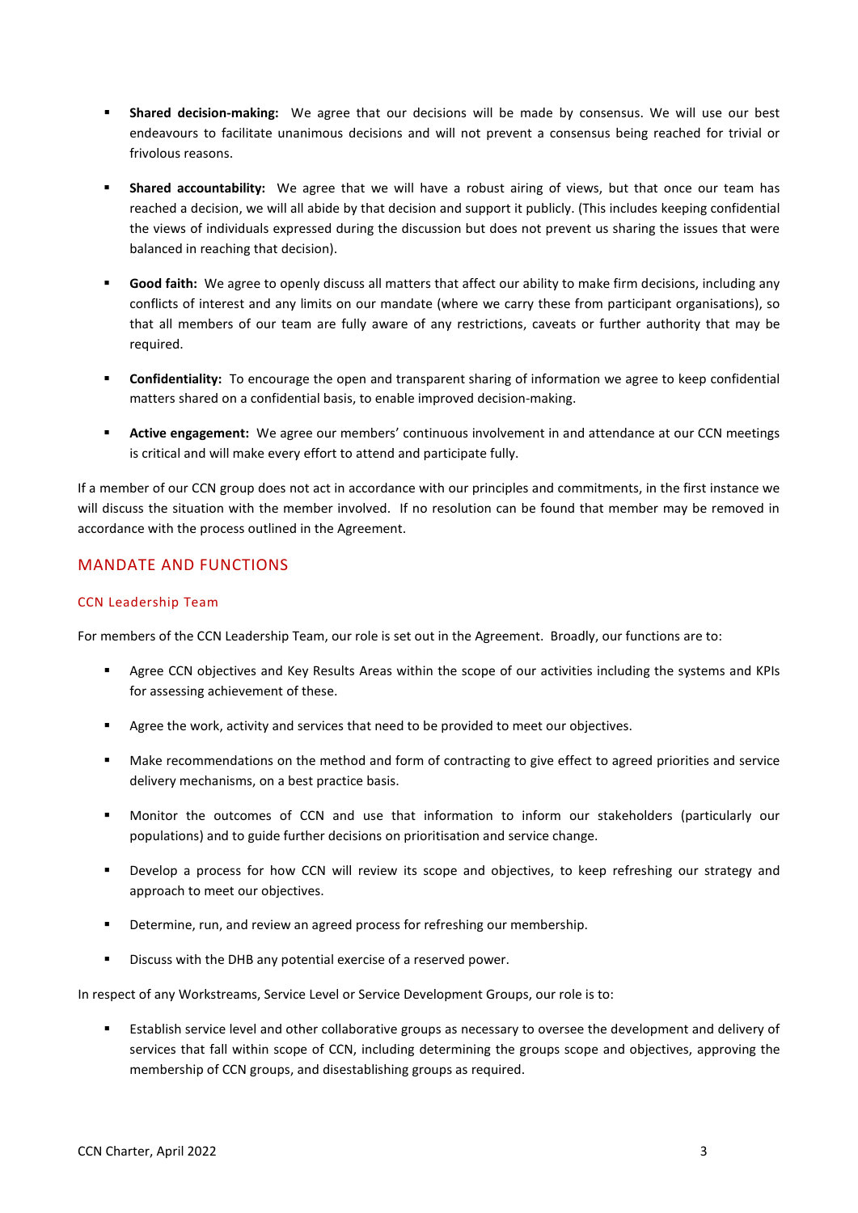- **Shared decision-making:** We agree that our decisions will be made by consensus. We will use our best endeavours to facilitate unanimous decisions and will not prevent a consensus being reached for trivial or frivolous reasons.

- **Shared accountability:** We agree that we will have a robust airing of views, but that once our team has reached a decision, we will all abide by that decision and support it publicly. (This includes keeping confidential the views of individuals expressed during the discussion but does not prevent us sharing the issues that were balanced in reaching that decision).

- **Good faith:** We agree to openly discuss all matters that affect our ability to make firm decisions, including any conflicts of interest and any limits on our mandate (where we carry these from participant organisations), so that all members of our team are fully aware of any restrictions, caveats or further authority that may be required.

- **Confidentiality:** To encourage the open and transparent sharing of information we agree to keep confidential matters shared on a confidential basis, to enable improved decision-making.

- **Active engagement:** We agree our members' continuous involvement in and attendance at our CCN meetings is critical and will make every effort to attend and participate fully.

If a member of our CCN group does not act in accordance with our principles and commitments, in the first instance we will discuss the situation with the member involved. If no resolution can be found that member may be removed in accordance with the process outlined in the Agreement.

## MANDATE AND FUNCTIONS

### CCN Leadership Team

For members of the CCN Leadership Team, our role is set out in the Agreement. Broadly, our functions are to:

- Agree CCN objectives and Key Results Areas within the scope of our activities including the systems and KPIs for assessing achievement of these.

- Agree the work, activity and services that need to be provided to meet our objectives.

- Make recommendations on the method and form of contracting to give effect to agreed priorities and service delivery mechanisms, on a best practice basis.

- Monitor the outcomes of CCN and use that information to inform our stakeholders (particularly our populations) and to guide further decisions on prioritisation and service change.

- Develop a process for how CCN will review its scope and objectives, to keep refreshing our strategy and approach to meet our objectives.

- Determine, run, and review an agreed process for refreshing our membership.

- Discuss with the DHB any potential exercise of a reserved power.

In respect of any Workstreams, Service Level or Service Development Groups, our role is to:

- Establish service level and other collaborative groups as necessary to oversee the development and delivery of services that fall within scope of CCN, including determining the groups scope and objectives, approving the membership of CCN groups, and disestablishing groups as required.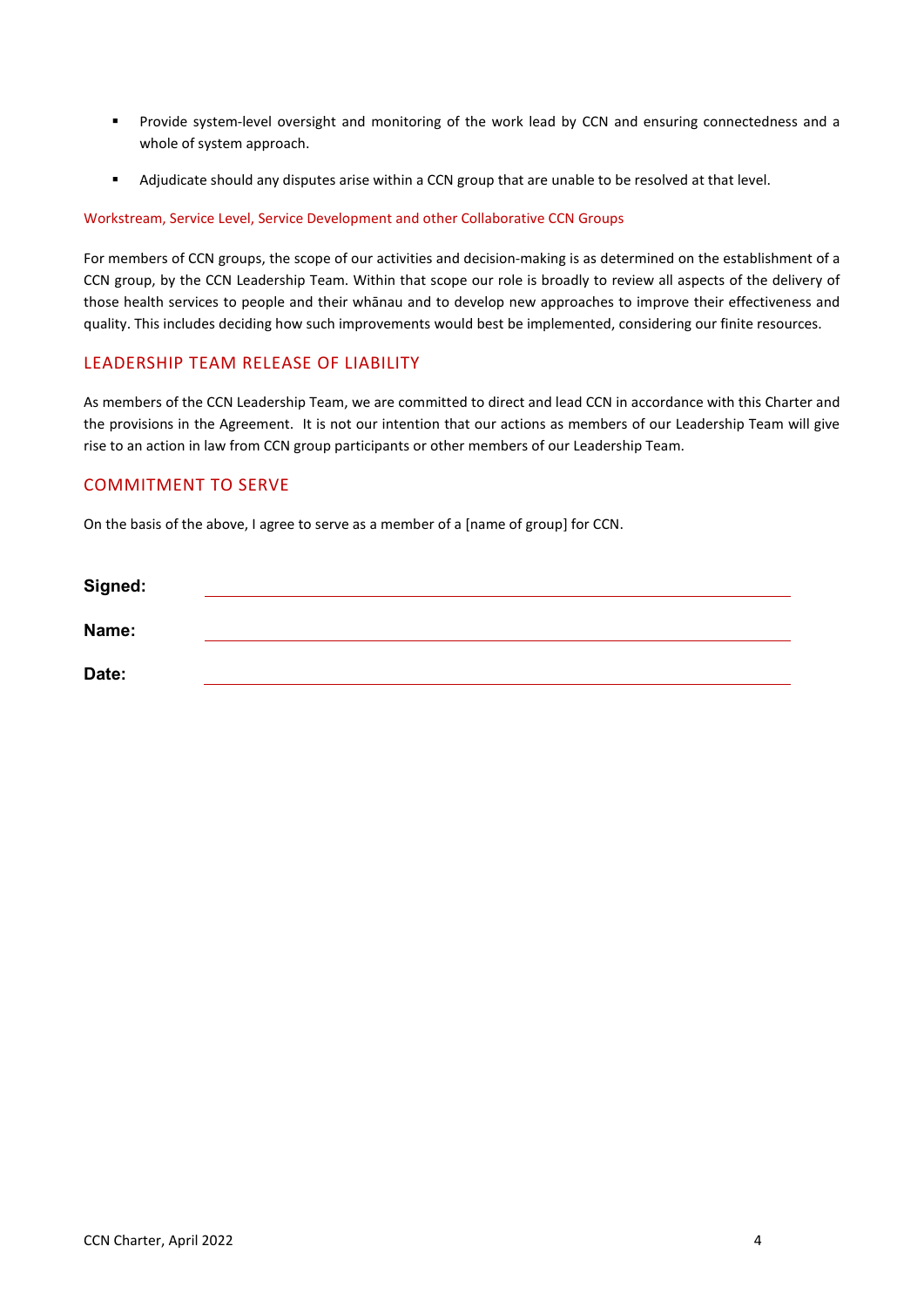- Provide system-level oversight and monitoring of the work lead by CCN and ensuring connectedness and a whole of system approach.
- Adjudicate should any disputes arise within a CCN group that are unable to be resolved at that level.

### Workstream, Service Level, Service Development and other Collaborative CCN Groups

For members of CCN groups, the scope of our activities and decision-making is as determined on the establishment of a CCN group, by the CCN Leadership Team. Within that scope our role is broadly to review all aspects of the delivery of those health services to people and their whānau and to develop new approaches to improve their effectiveness and quality. This includes deciding how such improvements would best be implemented, considering our finite resources.

## LEADERSHIP TEAM RELEASE OF LIABILITY

As members of the CCN Leadership Team, we are committed to direct and lead CCN in accordance with this Charter and the provisions in the Agreement. It is not our intention that our actions as members of our Leadership Team will give rise to an action in law from CCN group participants or other members of our Leadership Team.

## COMMITMENT TO SERVE

On the basis of the above, I agree to serve as a member of a [name of group] for CCN.

**Signed:** ______________________________

**Name:** ______________________________

**Date:** ______________________________